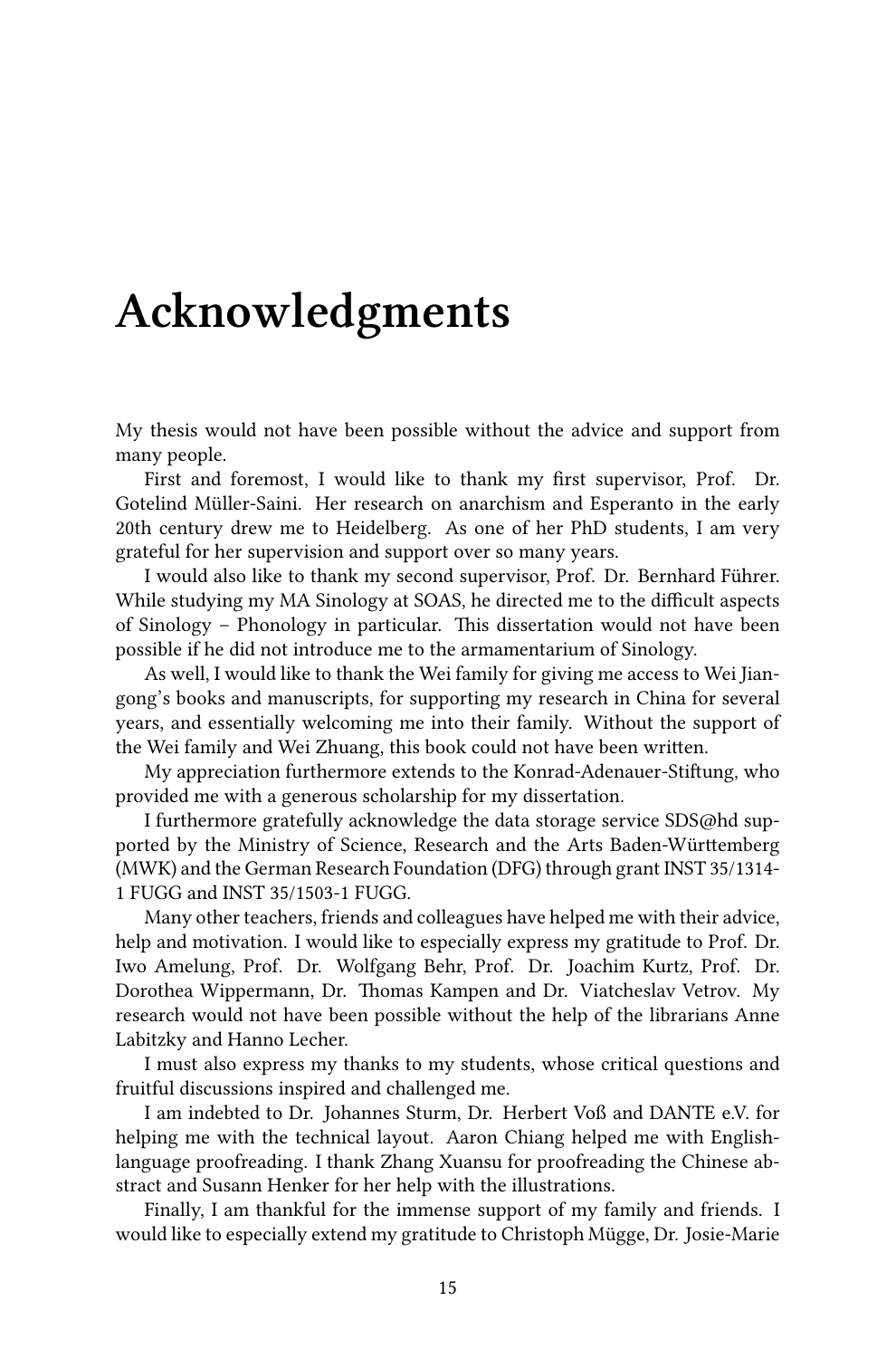# Acknowledgments

My thesis would not have been possible without the advice and support from many people.

First and foremost, I would like to thank my first supervisor, Prof. Dr. Gotelind Müller-Saini. Her research on anarchism and Esperanto in the early 20th century drew me to Heidelberg. As one of her PhD students, I am very grateful for her supervision and support over so many years.

I would also like to thank my second supervisor, Prof. Dr. Bernhard Führer. While studying my MA Sinology at SOAS, he directed me to the difficult aspects of Sinology – Phonology in particular. This dissertation would not have been possible if he did not introduce me to the armamentarium of Sinology.

As well, I would like to thank the Wei family for giving me access to Wei Jiangong's books and manuscripts, for supporting my research in China for several years, and essentially welcoming me into their family. Without the support of the Wei family and Wei Zhuang, this book could not have been written.

My appreciation furthermore extends to the Konrad-Adenauer-Stiftung, who provided me with a generous scholarship for my dissertation.

I furthermore gratefully acknowledge the data storage service SDS@hd supported by the Ministry of Science, Research and the Arts Baden-Württemberg (MWK) and the German Research Foundation (DFG) through grant INST 35/1314-1 FUGG and INST 35/1503-1 FUGG.

Many other teachers, friends and colleagues have helped me with their advice, help and motivation. I would like to especially express my gratitude to Prof. Dr. Iwo Amelung, Prof. Dr. Wolfgang Behr, Prof. Dr. Joachim Kurtz, Prof. Dr. Dorothea Wippermann, Dr. Thomas Kampen and Dr. Viatcheslav Vetrov. My research would not have been possible without the help of the librarians Anne Labitzky and Hanno Lecher.

I must also express my thanks to my students, whose critical questions and fruitful discussions inspired and challenged me.

I am indebted to Dr. Johannes Sturm, Dr. Herbert Voß and DANTE e.V. for helping me with the technical layout. Aaron Chiang helped me with English-language proofreading. I thank Zhang Xuansu for proofreading the Chinese abstract and Susann Henker for her help with the illustrations.

Finally, I am thankful for the immense support of my family and friends. I would like to especially extend my gratitude to Christoph Mügge, Dr. Josie-Marie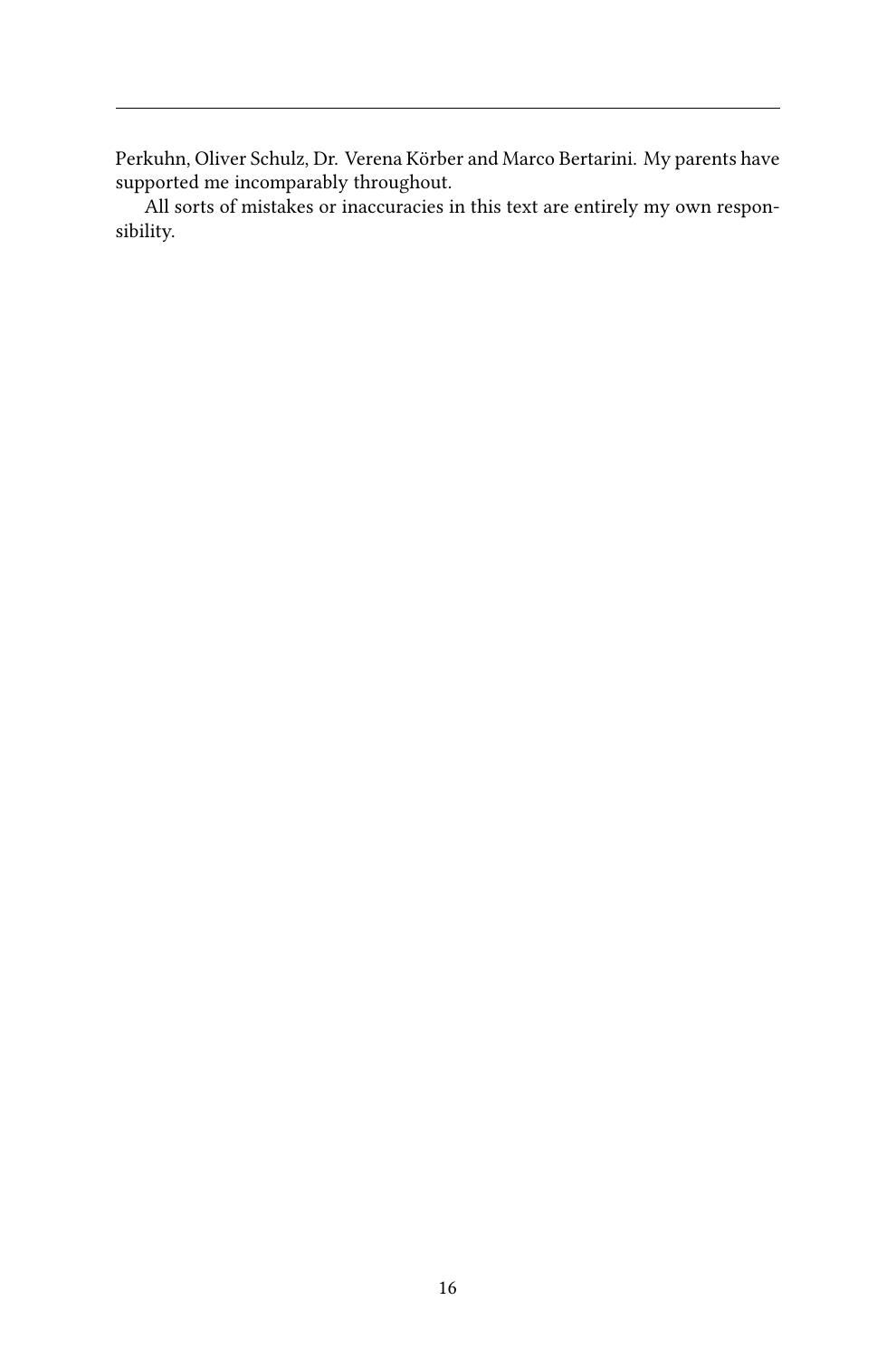Perkuhn, Oliver Schulz, Dr. Verena Körber and Marco Bertarini. My parents have supported me incomparably throughout.

All sorts of mistakes or inaccuracies in this text are entirely my own responsibility.